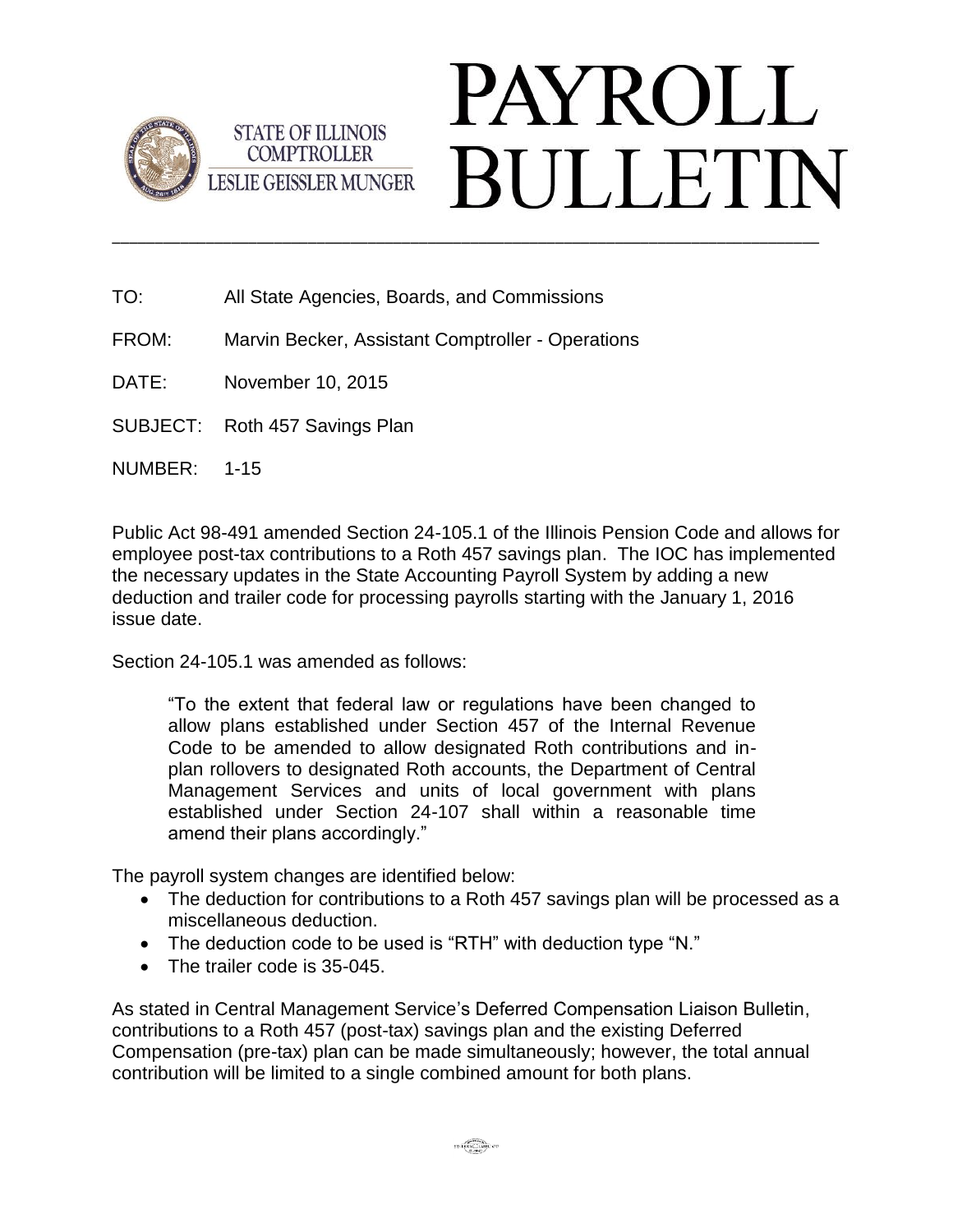STATE OF ILLINOIS
COMPTROLLER
LESLIE GEISSLER MUNGER

# PAYROLL BULLETIN

---

TO: All State Agencies, Boards, and Commissions

FROM: Marvin Becker, Assistant Comptroller - Operations

DATE: November 10, 2015

SUBJECT: Roth 457 Savings Plan

NUMBER: 1-15

Public Act 98-491 amended Section 24-105.1 of the Illinois Pension Code and allows for employee post-tax contributions to a Roth 457 savings plan. The IOC has implemented the necessary updates in the State Accounting Payroll System by adding a new deduction and trailer code for processing payrolls starting with the January 1, 2016 issue date.

Section 24-105.1 was amended as follows:

> "To the extent that federal law or regulations have been changed to allow plans established under Section 457 of the Internal Revenue Code to be amended to allow designated Roth contributions and in-plan rollovers to designated Roth accounts, the Department of Central Management Services and units of local government with plans established under Section 24-107 shall within a reasonable time amend their plans accordingly."

The payroll system changes are identified below:

- The deduction for contributions to a Roth 457 savings plan will be processed as a miscellaneous deduction.
- The deduction code to be used is "RTH" with deduction type "N."
- The trailer code is 35-045.

As stated in Central Management Service's Deferred Compensation Liaison Bulletin, contributions to a Roth 457 (post-tax) savings plan and the existing Deferred Compensation (pre-tax) plan can be made simultaneously; however, the total annual contribution will be limited to a single combined amount for both plans.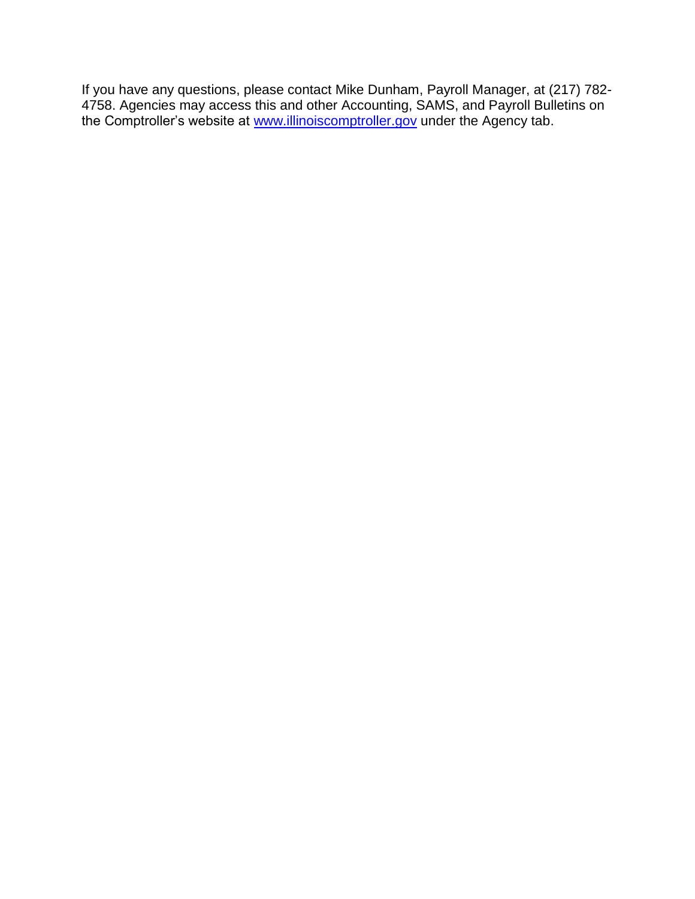If you have any questions, please contact Mike Dunham, Payroll Manager, at (217) 782-4758. Agencies may access this and other Accounting, SAMS, and Payroll Bulletins on the Comptroller's website at [www.illinoiscomptroller.gov](http://www.illinoiscomptroller.gov) under the Agency tab.